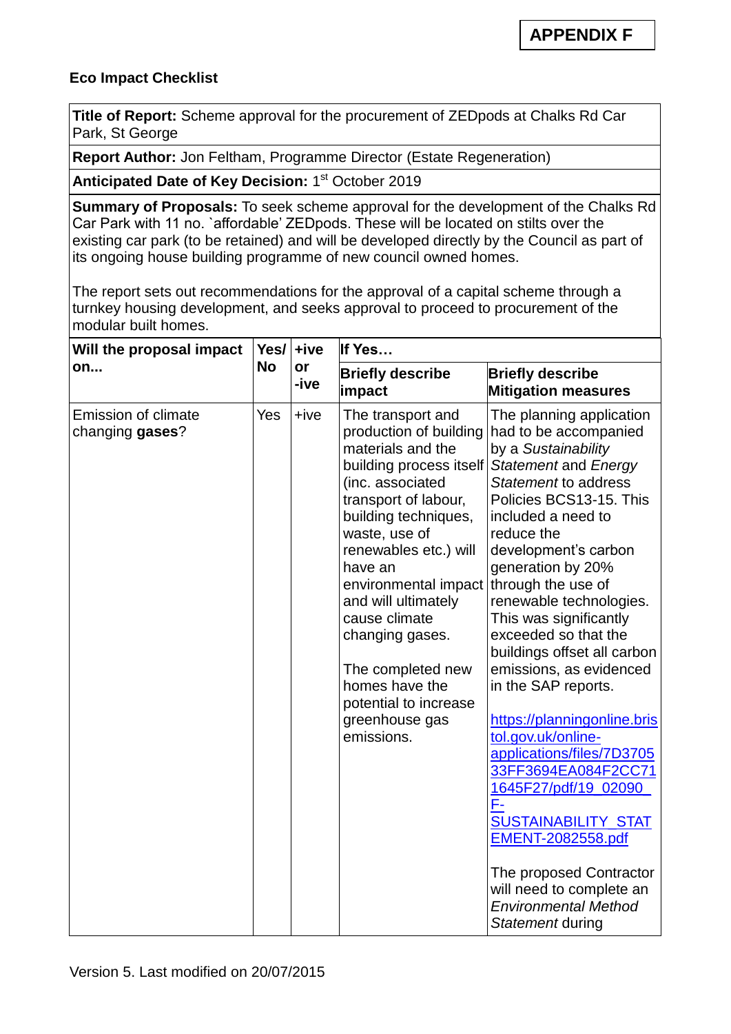**APPENDIX F**

**Eco Impact Checklist**

**Title of Report:** Scheme approval for the procurement of ZEDpods at Chalks Rd Car Park, St George

**Report Author:** Jon Feltham, Programme Director (Estate Regeneration)

**Anticipated Date of Key Decision:** 1st October 2019

**Summary of Proposals:** To seek scheme approval for the development of the Chalks Rd Car Park with 11 no. `affordable' ZEDpods. These will be located on stilts over the existing car park (to be retained) and will be developed directly by the Council as part of its ongoing house building programme of new council owned homes.

The report sets out recommendations for the approval of a capital scheme through a turnkey housing development, and seeks approval to proceed to procurement of the modular built homes.

| **Will the proposal impact on...** | **Yes/ No** | **+ive or -ive** | **If Yes…** | |
|---|---|---|---|---|
| | | | **Briefly describe impact** | **Briefly describe Mitigation measures** |
| Emission of climate changing **gases**? | Yes | +ive | The transport and production of building materials and the building process itself (inc. associated transport of labour, building techniques, waste, use of renewables etc.) will have an environmental impact and will ultimately cause climate changing gases.<br><br>The completed new homes have the potential to increase greenhouse gas emissions. | The planning application had to be accompanied by a *Sustainability Statement* and *Energy Statement* to address Policies BCS13-15. This included a need to reduce the development's carbon generation by 20% through the use of renewable technologies. This was significantly exceeded so that the buildings offset all carbon emissions, as evidenced in the SAP reports.<br><br>https://planningonline.bristol.gov.uk/online-applications/files/7D370533FF3694EA084F2CC711645F27/pdf/19_02090_F-SUSTAINABILITY_STATEMENT-2082558.pdf<br><br>The proposed Contractor will need to complete an *Environmental Method Statement* during |

Version 5. Last modified on 20/07/2015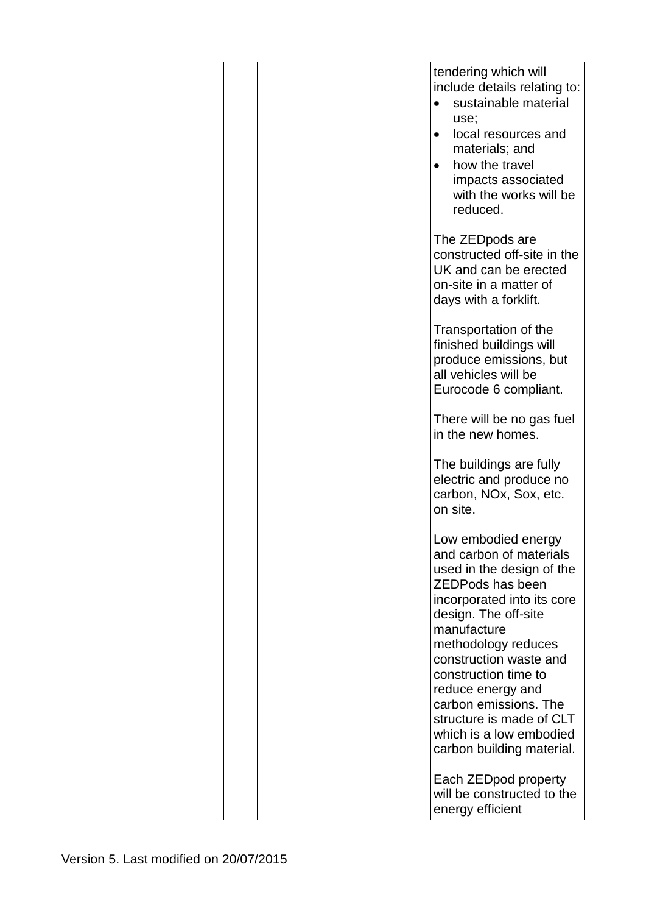| | | | | |
|---|---|---|---|---|
| | | | | tendering which will include details relating to:<br>• sustainable material use;<br>• local resources and materials; and<br>• how the travel impacts associated with the works will be reduced.<br><br>The ZEDpods are constructed off-site in the UK and can be erected on-site in a matter of days with a forklift.<br><br>Transportation of the finished buildings will produce emissions, but all vehicles will be Eurocode 6 compliant.<br><br>There will be no gas fuel in the new homes.<br><br>The buildings are fully electric and produce no carbon, NOx, Sox, etc. on site.<br><br>Low embodied energy and carbon of materials used in the design of the ZEDPods has been incorporated into its core design. The off-site manufacture methodology reduces construction waste and construction time to reduce energy and carbon emissions. The structure is made of CLT which is a low embodied carbon building material.<br><br>Each ZEDpod property will be constructed to the energy efficient |

Version 5. Last modified on 20/07/2015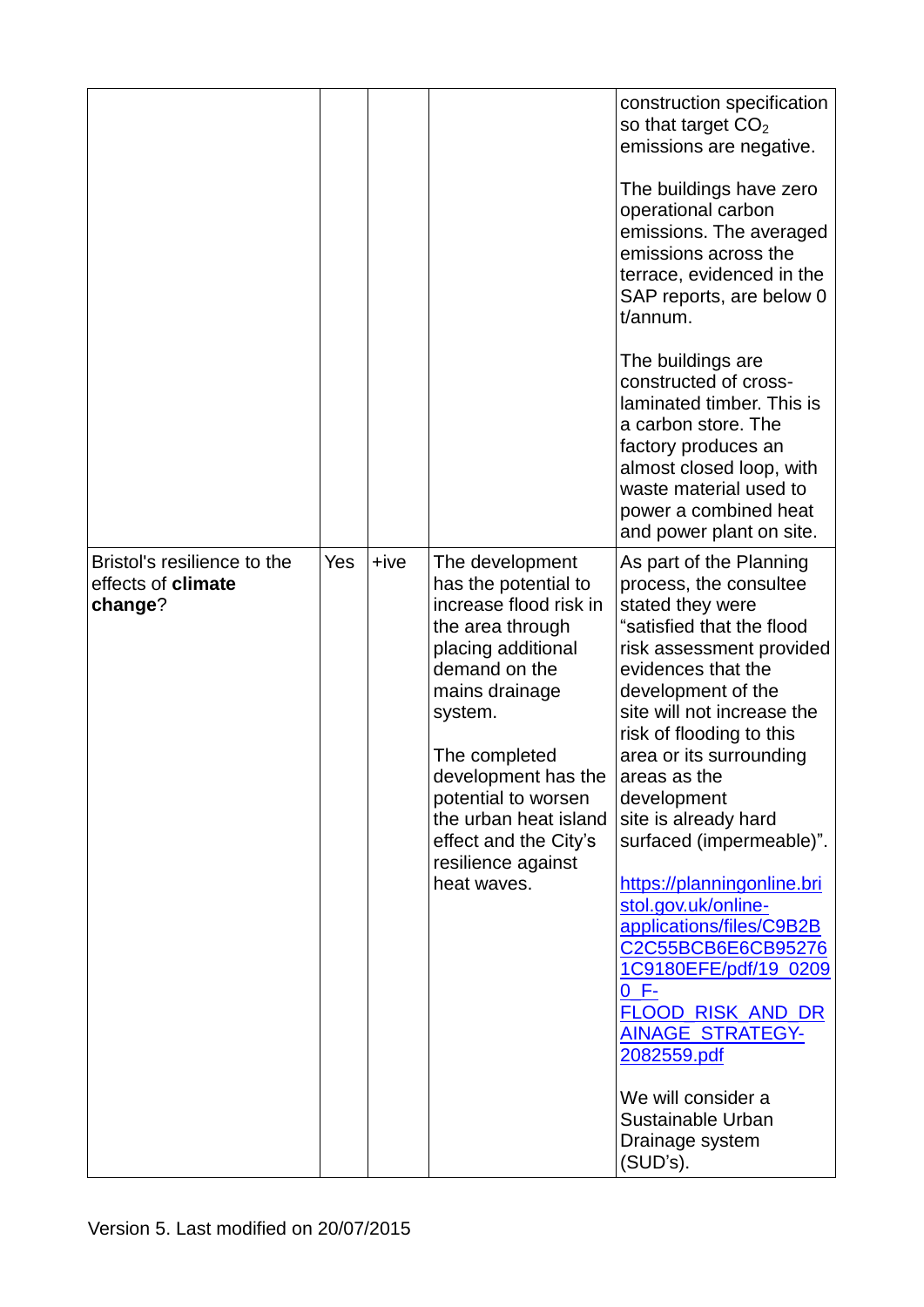| | | | | |
|---|---|---|---|---|
| | | | | construction specification so that target $CO_2$ emissions are negative.<br><br>The buildings have zero operational carbon emissions. The averaged emissions across the terrace, evidenced in the SAP reports, are below 0 t/annum.<br><br>The buildings are constructed of cross-laminated timber. This is a carbon store. The factory produces an almost closed loop, with waste material used to power a combined heat and power plant on site. |
| Bristol's resilience to the effects of **climate change**? | Yes | +ive | The development has the potential to increase flood risk in the area through placing additional demand on the mains drainage system.<br><br>The completed development has the potential to worsen the urban heat island effect and the City's resilience against heat waves. | As part of the Planning process, the consultee stated they were "satisfied that the flood risk assessment provided evidences that the development of the site will not increase the risk of flooding to this area or its surrounding areas as the development site is already hard surfaced (impermeable)".<br><br>https://planningonline.bristol.gov.uk/online-applications/files/C9B2BC2C55BCB6E6CB952761C9180EFE/pdf/19_02090_F-FLOOD_RISK_AND_DRAINAGE_STRATEGY-2082559.pdf<br><br>We will consider a Sustainable Urban Drainage system (SUD's). |

Version 5. Last modified on 20/07/2015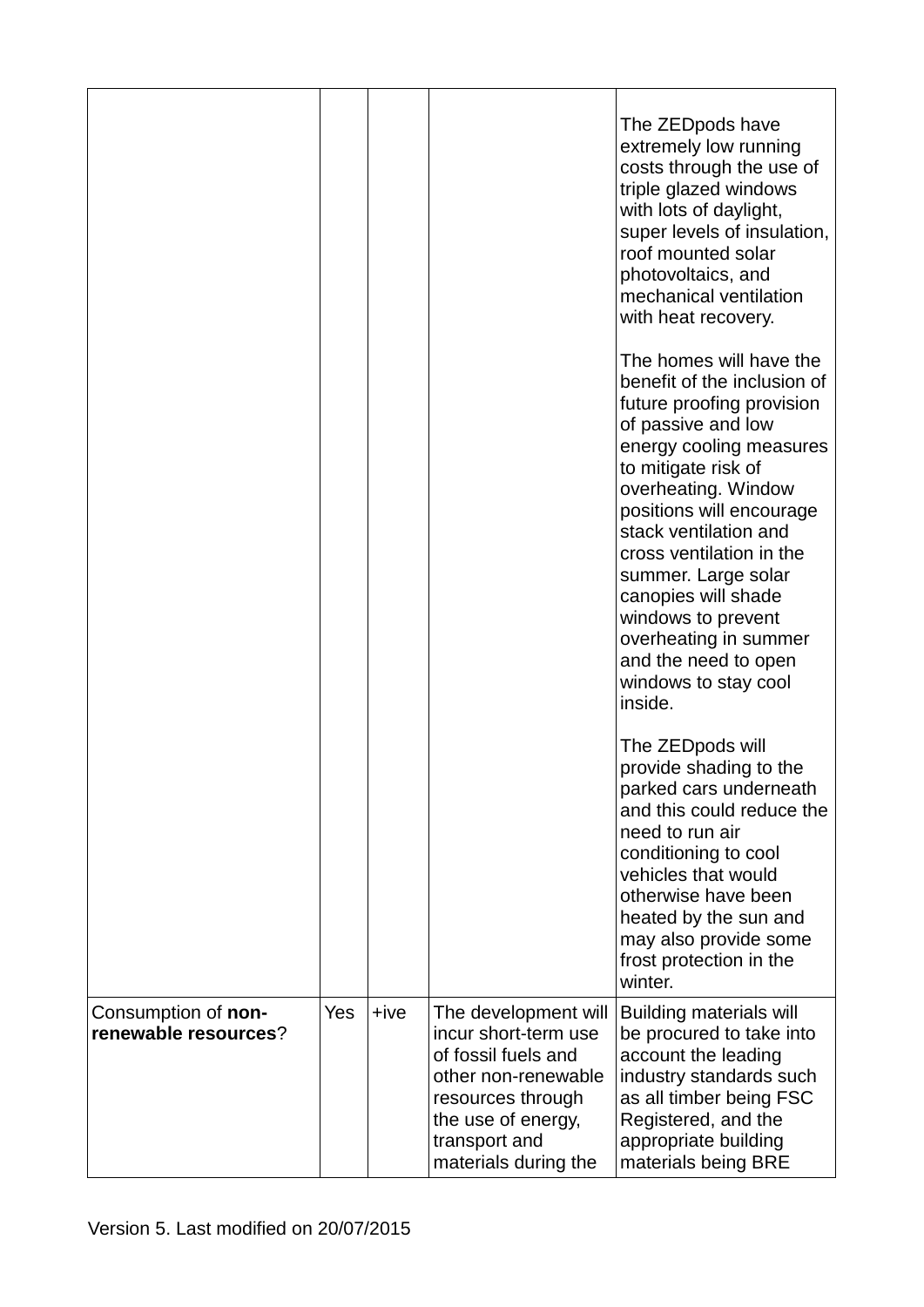| | | | | |
|---|---|---|---|---|
| | | | | The ZEDpods have extremely low running costs through the use of triple glazed windows with lots of daylight, super levels of insulation, roof mounted solar photovoltaics, and mechanical ventilation with heat recovery.<br><br>The homes will have the benefit of the inclusion of future proofing provision of passive and low energy cooling measures to mitigate risk of overheating. Window positions will encourage stack ventilation and cross ventilation in the summer. Large solar canopies will shade windows to prevent overheating in summer and the need to open windows to stay cool inside.<br><br>The ZEDpods will provide shading to the parked cars underneath and this could reduce the need to run air conditioning to cool vehicles that would otherwise have been heated by the sun and may also provide some frost protection in the winter. |
| Consumption of **non-renewable resources**? | Yes | +ive | The development will incur short-term use of fossil fuels and other non-renewable resources through the use of energy, transport and materials during the | Building materials will be procured to take into account the leading industry standards such as all timber being FSC Registered, and the appropriate building materials being BRE |

Version 5. Last modified on 20/07/2015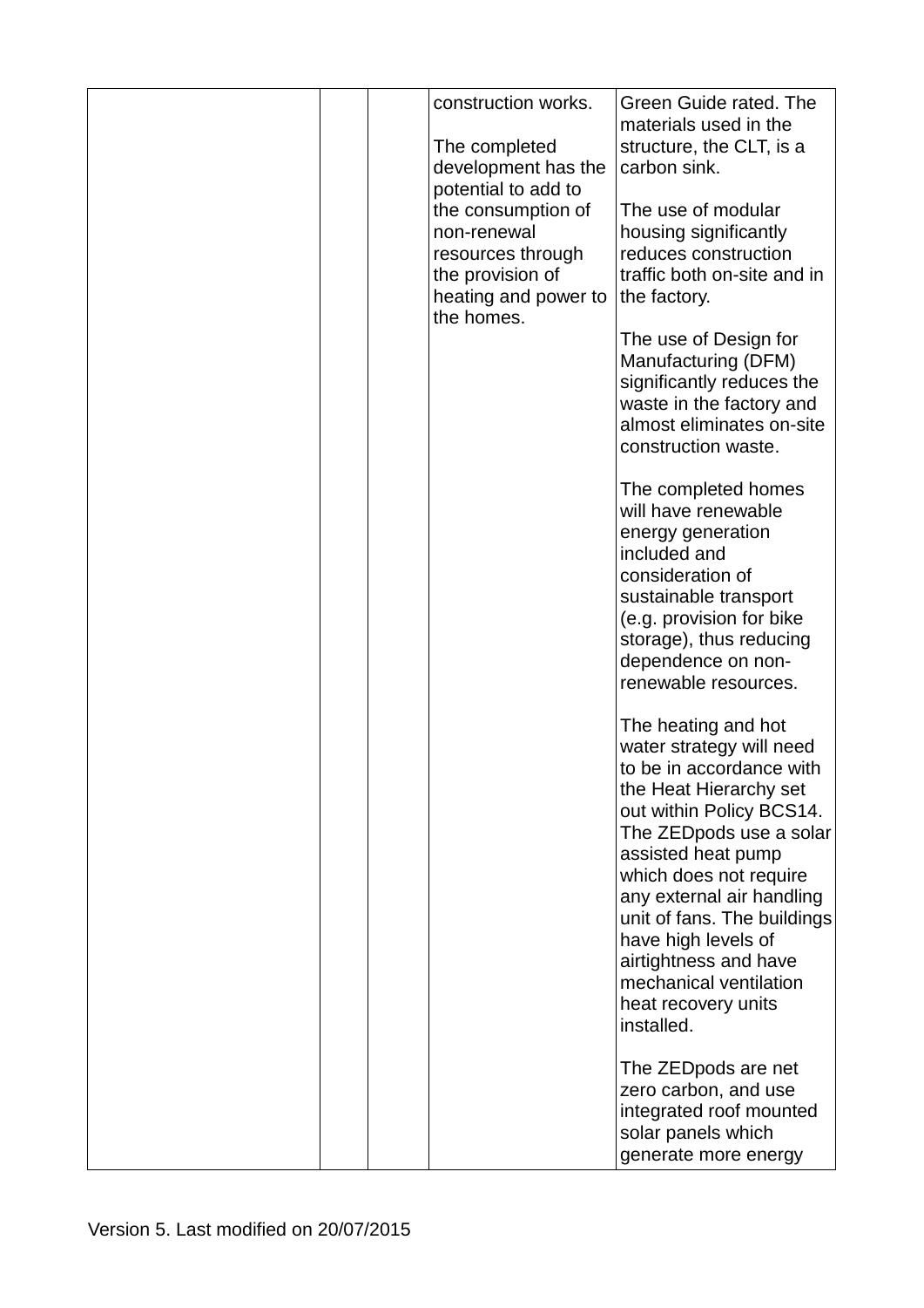|  |  |  |  |  |
|---|---|---|---|---|
|  |  |  | construction works.<br><br>The completed development has the potential to add to the consumption of non-renewal resources through the provision of heating and power to the homes. | Green Guide rated. The materials used in the structure, the CLT, is a carbon sink.<br><br>The use of modular housing significantly reduces construction traffic both on-site and in the factory.<br><br>The use of Design for Manufacturing (DFM) significantly reduces the waste in the factory and almost eliminates on-site construction waste.<br><br>The completed homes will have renewable energy generation included and consideration of sustainable transport (e.g. provision for bike storage), thus reducing dependence on non-renewable resources.<br><br>The heating and hot water strategy will need to be in accordance with the Heat Hierarchy set out within Policy BCS14. The ZEDpods use a solar assisted heat pump which does not require any external air handling unit of fans. The buildings have high levels of airtightness and have mechanical ventilation heat recovery units installed.<br><br>The ZEDpods are net zero carbon, and use integrated roof mounted solar panels which generate more energy |

Version 5. Last modified on 20/07/2015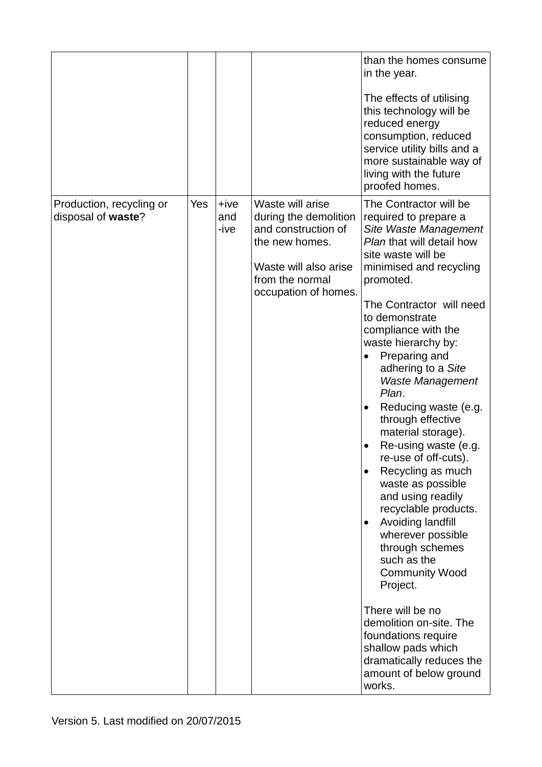| | | | | |
|---|---|---|---|---|
| | | | | than the homes consume in the year.<br><br>The effects of utilising this technology will be reduced energy consumption, reduced service utility bills and a more sustainable way of living with the future proofed homes. |
| Production, recycling or disposal of **waste**? | Yes | +ive and -ive | Waste will arise during the demolition and construction of the new homes.<br><br>Waste will also arise from the normal occupation of homes. | The Contractor will be required to prepare a *Site Waste Management Plan* that will detail how site waste will be minimised and recycling promoted.<br><br>The Contractor will need to demonstrate compliance with the waste hierarchy by:<br>• Preparing and adhering to a *Site Waste Management Plan*.<br>• Reducing waste (e.g. through effective material storage).<br>• Re-using waste (e.g. re-use of off-cuts).<br>• Recycling as much waste as possible and using readily recyclable products.<br>• Avoiding landfill wherever possible through schemes such as the Community Wood Project.<br><br>There will be no demolition on-site. The foundations require shallow pads which dramatically reduces the amount of below ground works. |

Version 5. Last modified on 20/07/2015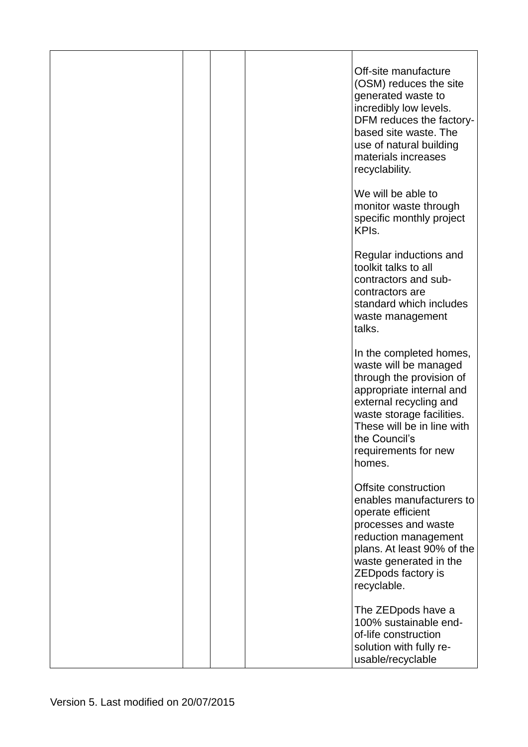|  |  |  |  |  |
|---|---|---|---|---|
|  |  |  |  | Off-site manufacture (OSM) reduces the site generated waste to incredibly low levels. DFM reduces the factory-based site waste. The use of natural building materials increases recyclability.<br><br>We will be able to monitor waste through specific monthly project KPIs.<br><br>Regular inductions and toolkit talks to all contractors and sub-contractors are standard which includes waste management talks.<br><br>In the completed homes, waste will be managed through the provision of appropriate internal and external recycling and waste storage facilities. These will be in line with the Council's requirements for new homes.<br><br>Offsite construction enables manufacturers to operate efficient processes and waste reduction management plans. At least 90% of the waste generated in the ZEDpods factory is recyclable.<br><br>The ZEDpods have a 100% sustainable end-of-life construction solution with fully re-usable/recyclable |

Version 5. Last modified on 20/07/2015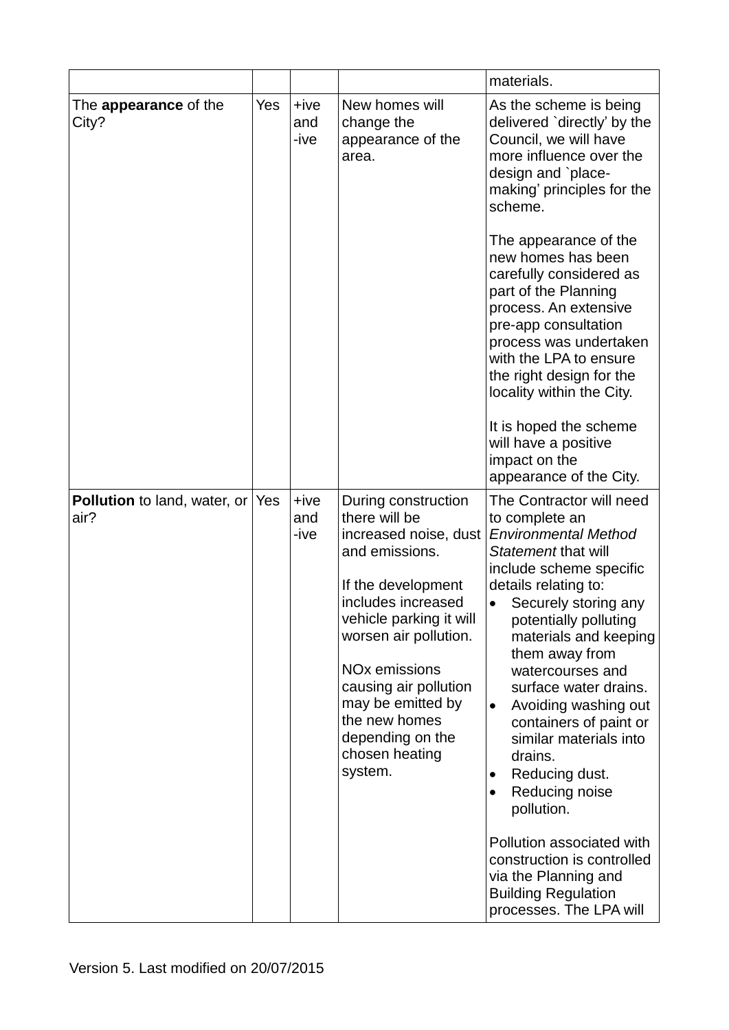| | | | | |
|---|---|---|---|---|
| | | | | materials. |
| The **appearance** of the City? | Yes | +ive and -ive | New homes will change the appearance of the area. | As the scheme is being delivered `directly' by the Council, we will have more influence over the design and `place-making' principles for the scheme.<br><br>The appearance of the new homes has been carefully considered as part of the Planning process. An extensive pre-app consultation process was undertaken with the LPA to ensure the right design for the locality within the City.<br><br>It is hoped the scheme will have a positive impact on the appearance of the City. |
| **Pollution** to land, water, or air? | Yes | +ive and -ive | During construction there will be increased noise, dust and emissions.<br><br>If the development includes increased vehicle parking it will worsen air pollution.<br><br>NOx emissions causing air pollution may be emitted by the new homes depending on the chosen heating system. | The Contractor will need to complete an *Environmental Method Statement* that will include scheme specific details relating to:<br>• Securely storing any potentially polluting materials and keeping them away from watercourses and surface water drains.<br>• Avoiding washing out containers of paint or similar materials into drains.<br>• Reducing dust.<br>• Reducing noise pollution.<br><br>Pollution associated with construction is controlled via the Planning and Building Regulation processes. The LPA will |

Version 5. Last modified on 20/07/2015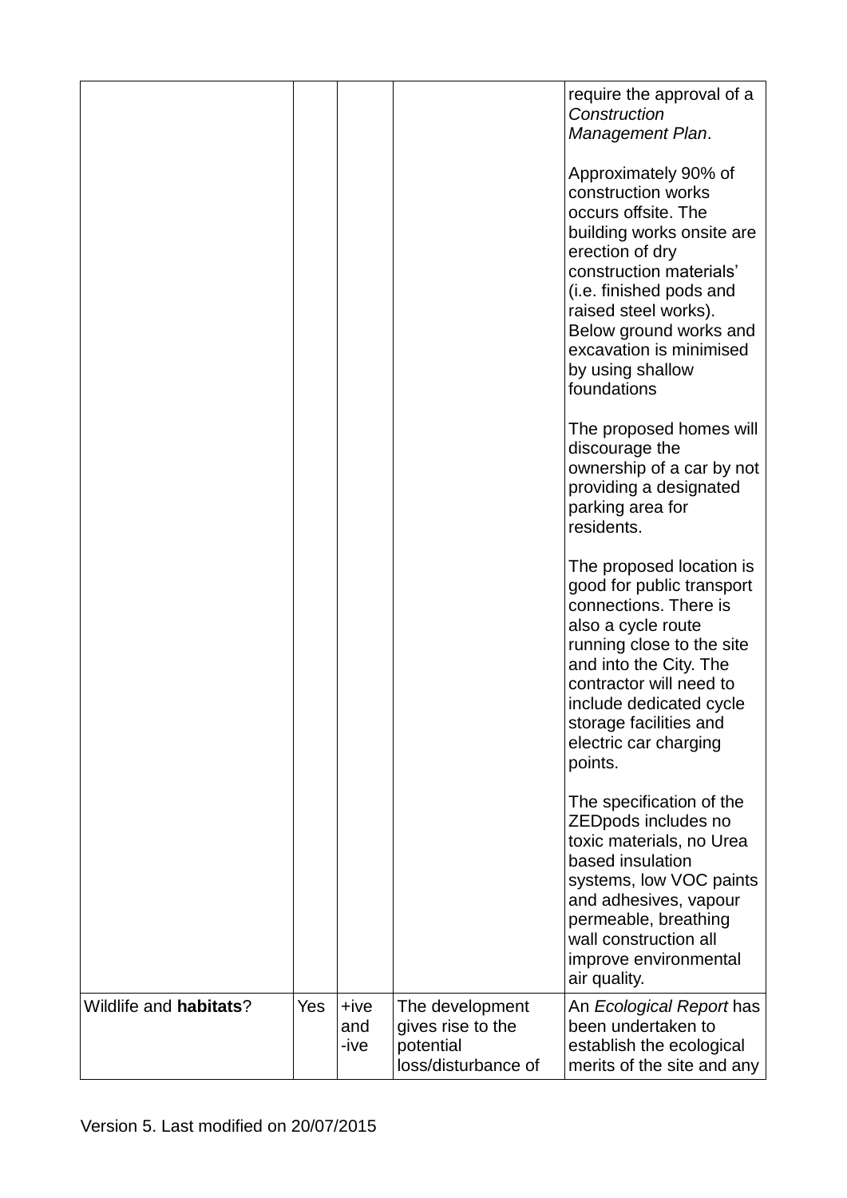| | | | | |
|---|---|---|---|---|
| | | | | require the approval of a *Construction Management Plan*.<br><br>Approximately 90% of construction works occurs offsite. The building works onsite are erection of dry construction materials' (i.e. finished pods and raised steel works). Below ground works and excavation is minimised by using shallow foundations<br><br>The proposed homes will discourage the ownership of a car by not providing a designated parking area for residents.<br><br>The proposed location is good for public transport connections. There is also a cycle route running close to the site and into the City. The contractor will need to include dedicated cycle storage facilities and electric car charging points.<br><br>The specification of the ZEDpods includes no toxic materials, no Urea based insulation systems, low VOC paints and adhesives, vapour permeable, breathing wall construction all improve environmental air quality. |
| Wildlife and **habitats**? | Yes | +ive and -ive | The development gives rise to the potential loss/disturbance of | An *Ecological Report* has been undertaken to establish the ecological merits of the site and any |

Version 5. Last modified on 20/07/2015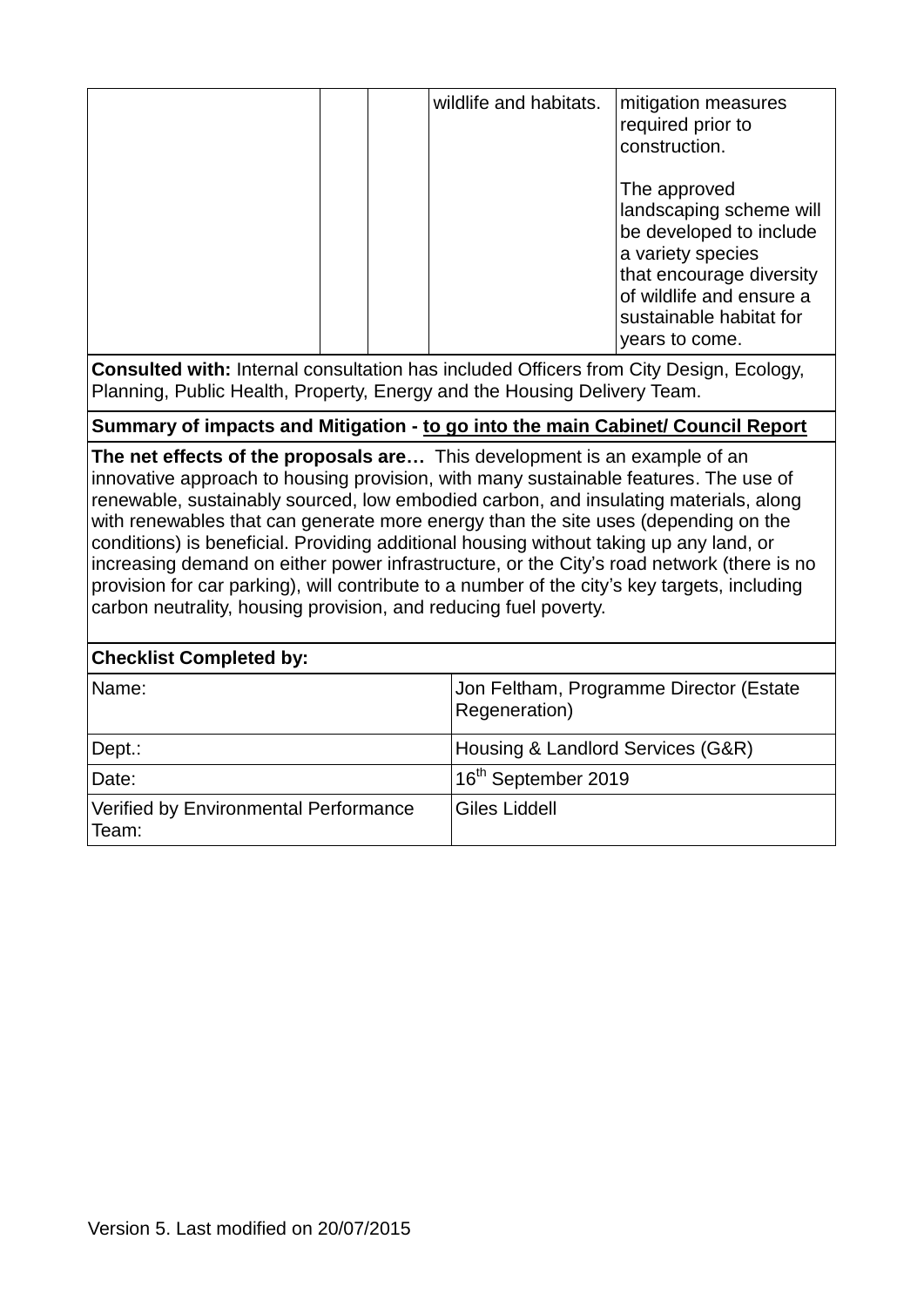| | | | | |
|---|---|---|---|---|
| | | | wildlife and habitats. | mitigation measures required prior to construction.<br><br>The approved landscaping scheme will be developed to include a variety species that encourage diversity of wildlife and ensure a sustainable habitat for years to come. |

**Consulted with:** Internal consultation has included Officers from City Design, Ecology, Planning, Public Health, Property, Energy and the Housing Delivery Team.

**Summary of impacts and Mitigation - to go into the main Cabinet/ Council Report**

**The net effects of the proposals are…** This development is an example of an innovative approach to housing provision, with many sustainable features. The use of renewable, sustainably sourced, low embodied carbon, and insulating materials, along with renewables that can generate more energy than the site uses (depending on the conditions) is beneficial. Providing additional housing without taking up any land, or increasing demand on either power infrastructure, or the City's road network (there is no provision for car parking), will contribute to a number of the city's key targets, including carbon neutrality, housing provision, and reducing fuel poverty.

| **Checklist Completed by:** | |
|---|---|
| Name: | Jon Feltham, Programme Director (Estate Regeneration) |
| Dept.: | Housing & Landlord Services (G&R) |
| Date: | 16th September 2019 |
| Verified by Environmental Performance Team: | Giles Liddell |

Version 5. Last modified on 20/07/2015